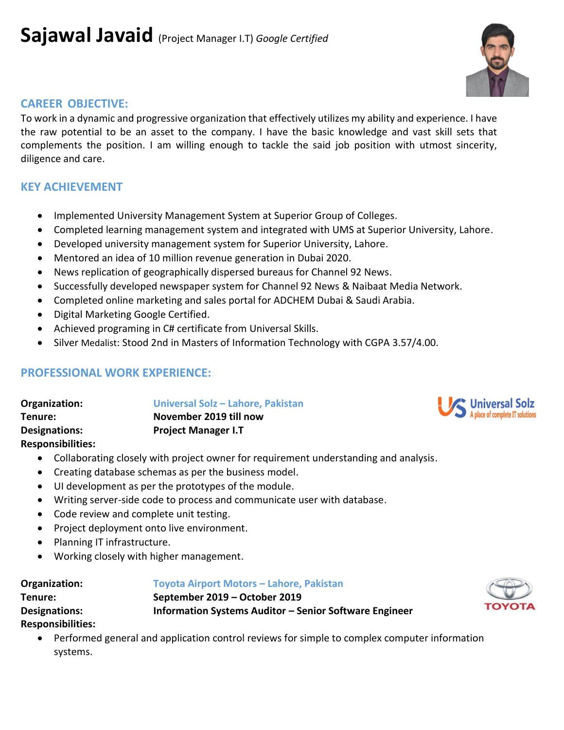# Sajawal Javaid (Project Manager I.T) *Google Certified*

## CAREER OBJECTIVE:

To work in a dynamic and progressive organization that effectively utilizes my ability and experience. I have the raw potential to be an asset to the company. I have the basic knowledge and vast skill sets that complements the position. I am willing enough to tackle the said job position with utmost sincerity, diligence and care.

## KEY ACHIEVEMENT

- Implemented University Management System at Superior Group of Colleges.
- Completed learning management system and integrated with UMS at Superior University, Lahore.
- Developed university management system for Superior University, Lahore.
- Mentored an idea of 10 million revenue generation in Dubai 2020.
- News replication of geographically dispersed bureaus for Channel 92 News.
- Successfully developed newspaper system for Channel 92 News & Naibaat Media Network.
- Completed online marketing and sales portal for ADCHEM Dubai & Saudi Arabia.
- Digital Marketing Google Certified.
- Achieved programing in C# certificate from Universal Skills.
- Silver Medalist: Stood 2nd in Masters of Information Technology with CGPA 3.57/4.00.

## PROFESSIONAL WORK EXPERIENCE:

**Organization:** Universal Solz – Lahore, Pakistan
**Tenure:** **November 2019 till now**
**Designations:** **Project Manager I.T**
**Responsibilities:**

- Collaborating closely with project owner for requirement understanding and analysis.
- Creating database schemas as per the business model.
- UI development as per the prototypes of the module.
- Writing server-side code to process and communicate user with database.
- Code review and complete unit testing.
- Project deployment onto live environment.
- Planning IT infrastructure.
- Working closely with higher management.

**Organization:** Toyota Airport Motors – Lahore, Pakistan
**Tenure:** **September 2019 – October 2019**
**Designations:** **Information Systems Auditor – Senior Software Engineer**
**Responsibilities:**

- Performed general and application control reviews for simple to complex computer information systems.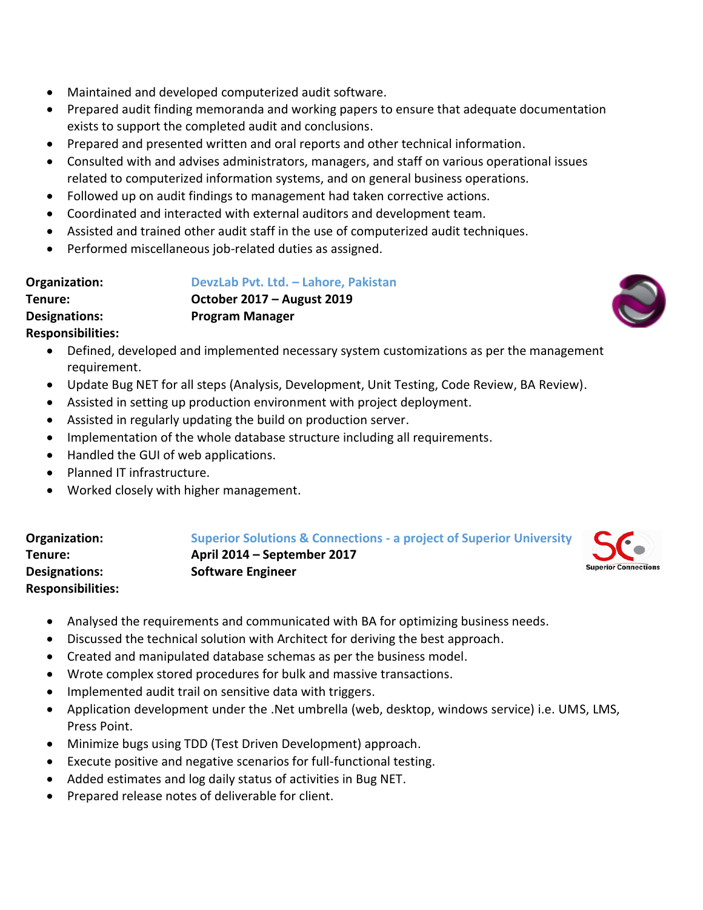- Maintained and developed computerized audit software.
- Prepared audit finding memoranda and working papers to ensure that adequate documentation exists to support the completed audit and conclusions.
- Prepared and presented written and oral reports and other technical information.
- Consulted with and advises administrators, managers, and staff on various operational issues related to computerized information systems, and on general business operations.
- Followed up on audit findings to management had taken corrective actions.
- Coordinated and interacted with external auditors and development team.
- Assisted and trained other audit staff in the use of computerized audit techniques.
- Performed miscellaneous job-related duties as assigned.

**Organization:** DevzLab Pvt. Ltd. – Lahore, Pakistan
**Tenure:** **October 2017 – August 2019**
**Designations:** **Program Manager**
**Responsibilities:**

- Defined, developed and implemented necessary system customizations as per the management requirement.
- Update Bug NET for all steps (Analysis, Development, Unit Testing, Code Review, BA Review).
- Assisted in setting up production environment with project deployment.
- Assisted in regularly updating the build on production server.
- Implementation of the whole database structure including all requirements.
- Handled the GUI of web applications.
- Planned IT infrastructure.
- Worked closely with higher management.

**Organization:** Superior Solutions & Connections - a project of Superior University
**Tenure:** **April 2014 – September 2017**
**Designations:** **Software Engineer**
**Responsibilities:**

- Analysed the requirements and communicated with BA for optimizing business needs.
- Discussed the technical solution with Architect for deriving the best approach.
- Created and manipulated database schemas as per the business model.
- Wrote complex stored procedures for bulk and massive transactions.
- Implemented audit trail on sensitive data with triggers.
- Application development under the .Net umbrella (web, desktop, windows service) i.e. UMS, LMS, Press Point.
- Minimize bugs using TDD (Test Driven Development) approach.
- Execute positive and negative scenarios for full-functional testing.
- Added estimates and log daily status of activities in Bug NET.
- Prepared release notes of deliverable for client.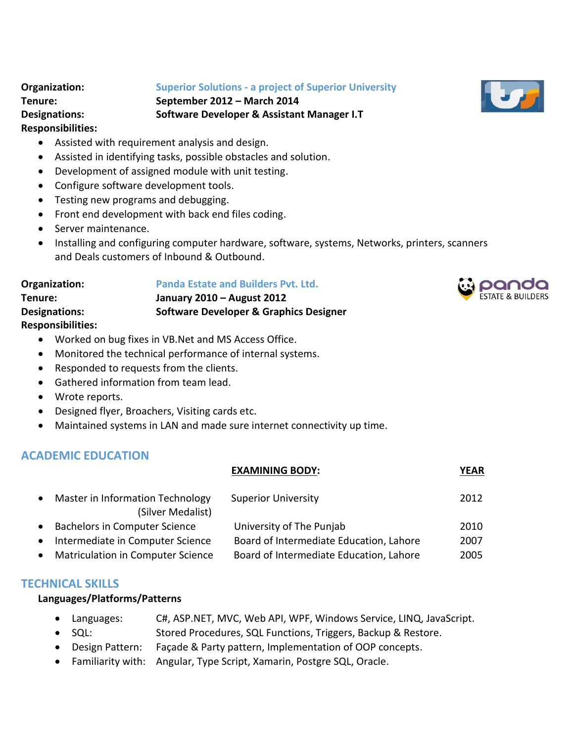**Organization:** Superior Solutions - a project of Superior University
**Tenure:** September 2012 – March 2014
**Designations:** Software Developer & Assistant Manager I.T
**Responsibilities:**

- Assisted with requirement analysis and design.
- Assisted in identifying tasks, possible obstacles and solution.
- Development of assigned module with unit testing.
- Configure software development tools.
- Testing new programs and debugging.
- Front end development with back end files coding.
- Server maintenance.
- Installing and configuring computer hardware, software, systems, Networks, printers, scanners and Deals customers of Inbound & Outbound.

**Organization:** Panda Estate and Builders Pvt. Ltd.
**Tenure:** January 2010 – August 2012
**Designations:** Software Developer & Graphics Designer
**Responsibilities:**

- Worked on bug fixes in VB.Net and MS Access Office.
- Monitored the technical performance of internal systems.
- Responded to requests from the clients.
- Gathered information from team lead.
- Wrote reports.
- Designed flyer, Broachers, Visiting cards etc.
- Maintained systems in LAN and made sure internet connectivity up time.

## ACADEMIC EDUCATION

| | EXAMINING BODY: | YEAR |
|---|---|---|
| Master in Information Technology (Silver Medalist) | Superior University | 2012 |
| Bachelors in Computer Science | University of The Punjab | 2010 |
| Intermediate in Computer Science | Board of Intermediate Education, Lahore | 2007 |
| Matriculation in Computer Science | Board of Intermediate Education, Lahore | 2005 |

## TECHNICAL SKILLS

**Languages/Platforms/Patterns**

- Languages: C#, ASP.NET, MVC, Web API, WPF, Windows Service, LINQ, JavaScript.
- SQL: Stored Procedures, SQL Functions, Triggers, Backup & Restore.
- Design Pattern: Façade & Party pattern, Implementation of OOP concepts.
- Familiarity with: Angular, Type Script, Xamarin, Postgre SQL, Oracle.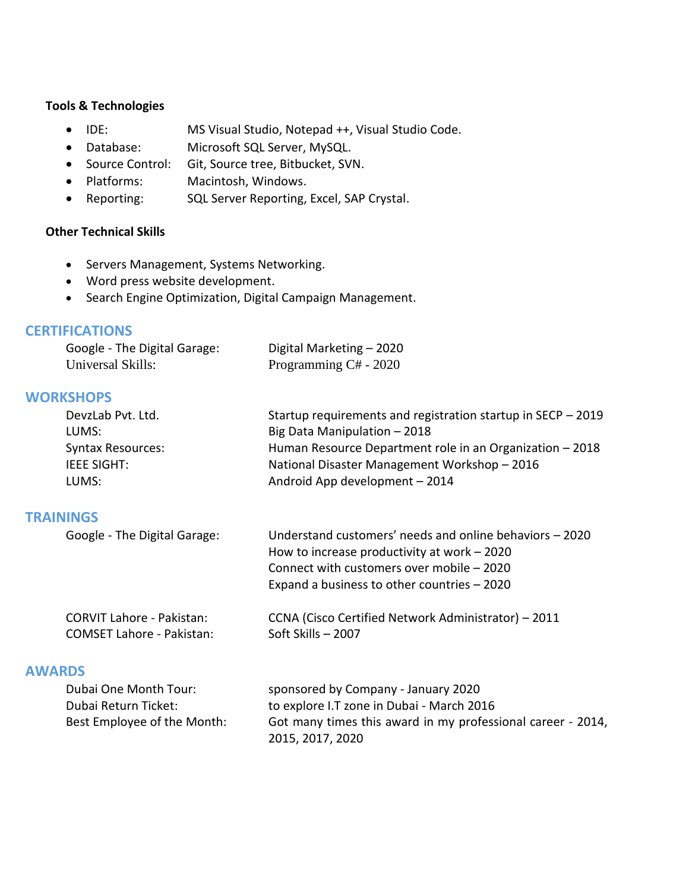**Tools & Technologies**

- IDE: MS Visual Studio, Notepad ++, Visual Studio Code.
- Database: Microsoft SQL Server, MySQL.
- Source Control: Git, Source tree, Bitbucket, SVN.
- Platforms: Macintosh, Windows.
- Reporting: SQL Server Reporting, Excel, SAP Crystal.

**Other Technical Skills**

- Servers Management, Systems Networking.
- Word press website development.
- Search Engine Optimization, Digital Campaign Management.

## CERTIFICATIONS

| | |
|---|---|
| Google - The Digital Garage: | Digital Marketing – 2020 |
| Universal Skills: | Programming C# - 2020 |

## WORKSHOPS

| | |
|---|---|
| DevzLab Pvt. Ltd. | Startup requirements and registration startup in SECP – 2019 |
| LUMS: | Big Data Manipulation – 2018 |
| Syntax Resources: | Human Resource Department role in an Organization – 2018 |
| IEEE SIGHT: | National Disaster Management Workshop – 2016 |
| LUMS: | Android App development – 2014 |

## TRAININGS

| | |
|---|---|
| Google - The Digital Garage: | Understand customers' needs and online behaviors – 2020 |
| | How to increase productivity at work – 2020 |
| | Connect with customers over mobile – 2020 |
| | Expand a business to other countries – 2020 |
| CORVIT Lahore - Pakistan: | CCNA (Cisco Certified Network Administrator) – 2011 |
| COMSET Lahore - Pakistan: | Soft Skills – 2007 |

## AWARDS

| | |
|---|---|
| Dubai One Month Tour: | sponsored by Company - January 2020 |
| Dubai Return Ticket: | to explore I.T zone in Dubai - March 2016 |
| Best Employee of the Month: | Got many times this award in my professional career - 2014, 2015, 2017, 2020 |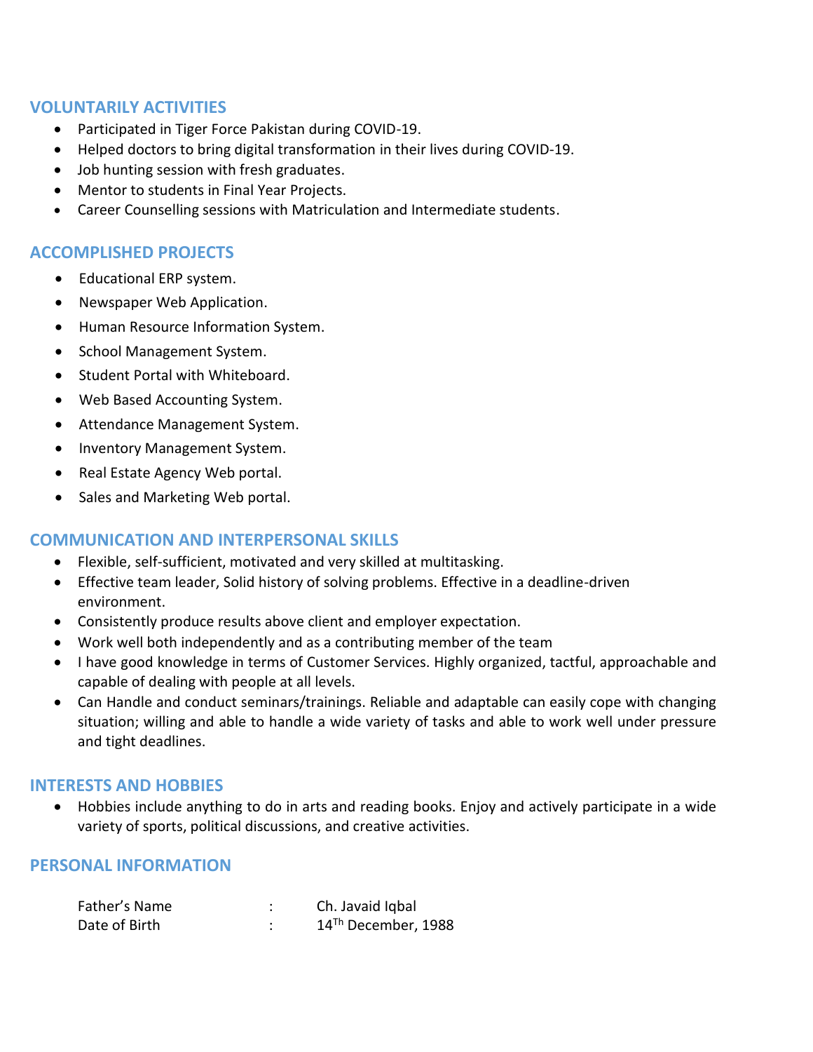## VOLUNTARILY ACTIVITIES

- Participated in Tiger Force Pakistan during COVID-19.
- Helped doctors to bring digital transformation in their lives during COVID-19.
- Job hunting session with fresh graduates.
- Mentor to students in Final Year Projects.
- Career Counselling sessions with Matriculation and Intermediate students.

## ACCOMPLISHED PROJECTS

- Educational ERP system.
- Newspaper Web Application.
- Human Resource Information System.
- School Management System.
- Student Portal with Whiteboard.
- Web Based Accounting System.
- Attendance Management System.
- Inventory Management System.
- Real Estate Agency Web portal.
- Sales and Marketing Web portal.

## COMMUNICATION AND INTERPERSONAL SKILLS

- Flexible, self-sufficient, motivated and very skilled at multitasking.
- Effective team leader, Solid history of solving problems. Effective in a deadline-driven environment.
- Consistently produce results above client and employer expectation.
- Work well both independently and as a contributing member of the team
- I have good knowledge in terms of Customer Services. Highly organized, tactful, approachable and capable of dealing with people at all levels.
- Can Handle and conduct seminars/trainings. Reliable and adaptable can easily cope with changing situation; willing and able to handle a wide variety of tasks and able to work well under pressure and tight deadlines.

## INTERESTS AND HOBBIES

- Hobbies include anything to do in arts and reading books. Enjoy and actively participate in a wide variety of sports, political discussions, and creative activities.

## PERSONAL INFORMATION

| | | |
|---|---|---|
| Father's Name | : | Ch. Javaid Iqbal |
| Date of Birth | : | 14Th December, 1988 |